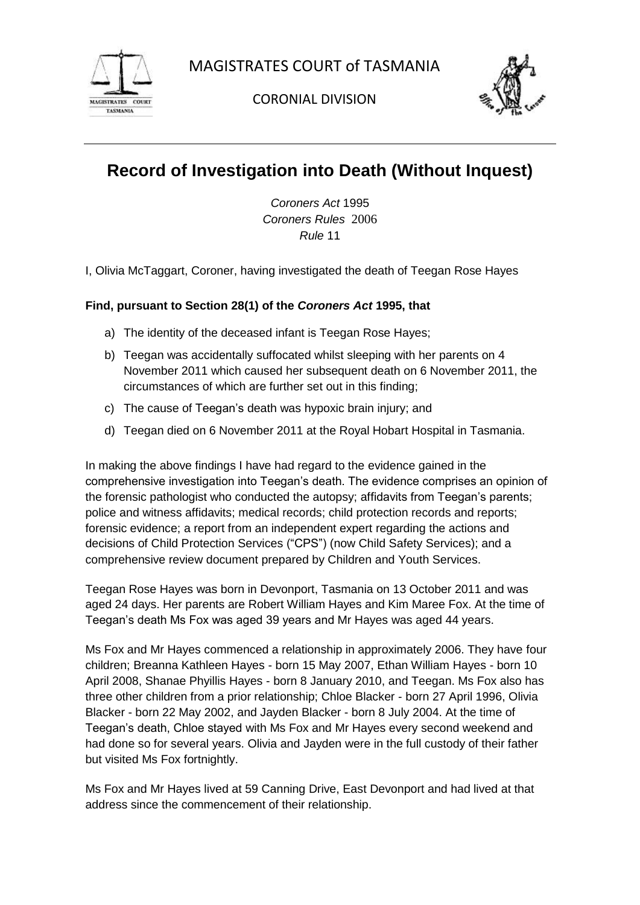MAGISTRATES COURT of TASMANIA

CORONIAL DIVISION

# Record of Investigation into Death (Without Inquest)

*Coroners Act* 1995
*Coroners Rules* 2006
*Rule* 11

I, Olivia McTaggart, Coroner, having investigated the death of Teegan Rose Hayes

**Find, pursuant to Section 28(1) of the *Coroners Act* 1995, that**

a) The identity of the deceased infant is Teegan Rose Hayes;

b) Teegan was accidentally suffocated whilst sleeping with her parents on 4 November 2011 which caused her subsequent death on 6 November 2011, the circumstances of which are further set out in this finding;

c) The cause of Teegan's death was hypoxic brain injury; and

d) Teegan died on 6 November 2011 at the Royal Hobart Hospital in Tasmania.

In making the above findings I have had regard to the evidence gained in the comprehensive investigation into Teegan's death. The evidence comprises an opinion of the forensic pathologist who conducted the autopsy; affidavits from Teegan's parents; police and witness affidavits; medical records; child protection records and reports; forensic evidence; a report from an independent expert regarding the actions and decisions of Child Protection Services ("CPS") (now Child Safety Services); and a comprehensive review document prepared by Children and Youth Services.

Teegan Rose Hayes was born in Devonport, Tasmania on 13 October 2011 and was aged 24 days. Her parents are Robert William Hayes and Kim Maree Fox. At the time of Teegan's death Ms Fox was aged 39 years and Mr Hayes was aged 44 years.

Ms Fox and Mr Hayes commenced a relationship in approximately 2006. They have four children; Breanna Kathleen Hayes - born 15 May 2007, Ethan William Hayes - born 10 April 2008, Shanae Phyillis Hayes - born 8 January 2010, and Teegan. Ms Fox also has three other children from a prior relationship; Chloe Blacker - born 27 April 1996, Olivia Blacker - born 22 May 2002, and Jayden Blacker - born 8 July 2004. At the time of Teegan's death, Chloe stayed with Ms Fox and Mr Hayes every second weekend and had done so for several years. Olivia and Jayden were in the full custody of their father but visited Ms Fox fortnightly.

Ms Fox and Mr Hayes lived at 59 Canning Drive, East Devonport and had lived at that address since the commencement of their relationship.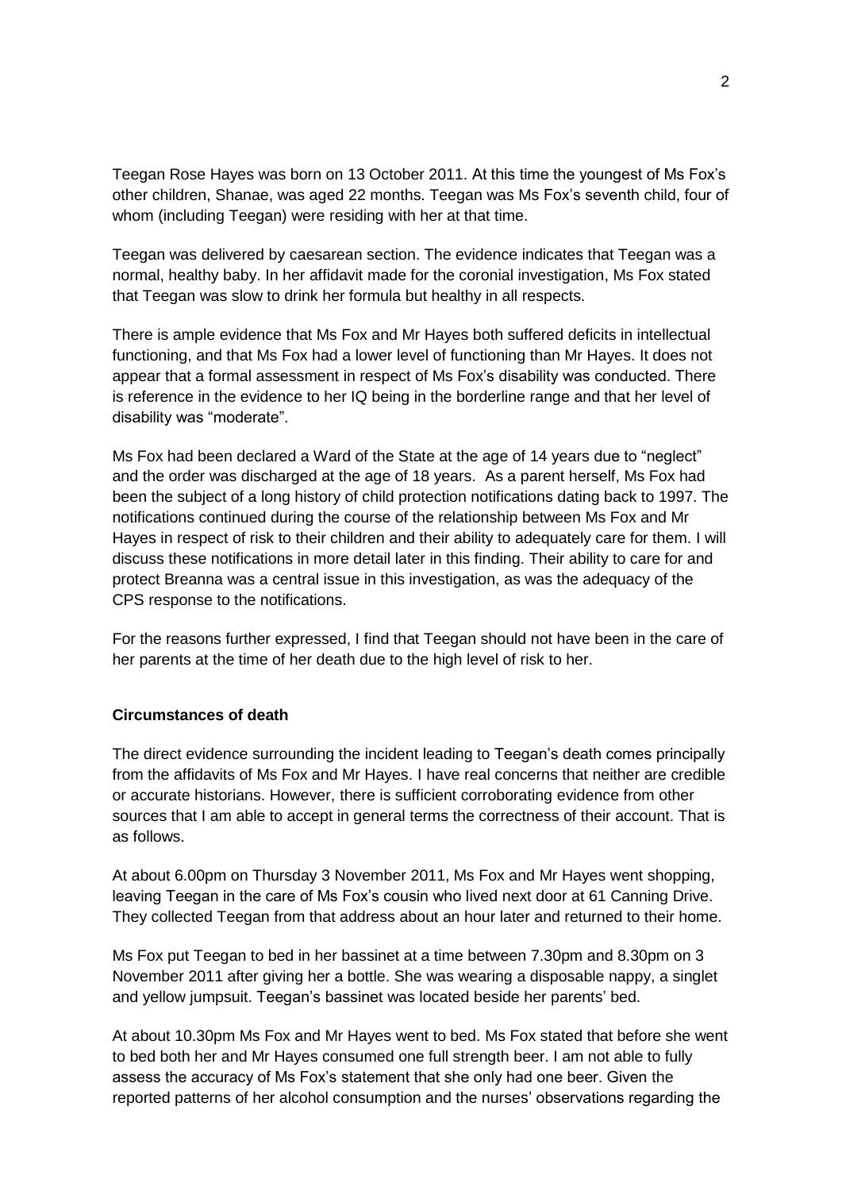Teegan Rose Hayes was born on 13 October 2011. At this time the youngest of Ms Fox's other children, Shanae, was aged 22 months. Teegan was Ms Fox's seventh child, four of whom (including Teegan) were residing with her at that time.

Teegan was delivered by caesarean section. The evidence indicates that Teegan was a normal, healthy baby. In her affidavit made for the coronial investigation, Ms Fox stated that Teegan was slow to drink her formula but healthy in all respects.

There is ample evidence that Ms Fox and Mr Hayes both suffered deficits in intellectual functioning, and that Ms Fox had a lower level of functioning than Mr Hayes. It does not appear that a formal assessment in respect of Ms Fox's disability was conducted. There is reference in the evidence to her IQ being in the borderline range and that her level of disability was "moderate".

Ms Fox had been declared a Ward of the State at the age of 14 years due to "neglect" and the order was discharged at the age of 18 years. As a parent herself, Ms Fox had been the subject of a long history of child protection notifications dating back to 1997. The notifications continued during the course of the relationship between Ms Fox and Mr Hayes in respect of risk to their children and their ability to adequately care for them. I will discuss these notifications in more detail later in this finding. Their ability to care for and protect Breanna was a central issue in this investigation, as was the adequacy of the CPS response to the notifications.

For the reasons further expressed, I find that Teegan should not have been in the care of her parents at the time of her death due to the high level of risk to her.

## Circumstances of death

The direct evidence surrounding the incident leading to Teegan's death comes principally from the affidavits of Ms Fox and Mr Hayes. I have real concerns that neither are credible or accurate historians. However, there is sufficient corroborating evidence from other sources that I am able to accept in general terms the correctness of their account. That is as follows.

At about 6.00pm on Thursday 3 November 2011, Ms Fox and Mr Hayes went shopping, leaving Teegan in the care of Ms Fox's cousin who lived next door at 61 Canning Drive. They collected Teegan from that address about an hour later and returned to their home.

Ms Fox put Teegan to bed in her bassinet at a time between 7.30pm and 8.30pm on 3 November 2011 after giving her a bottle. She was wearing a disposable nappy, a singlet and yellow jumpsuit. Teegan's bassinet was located beside her parents' bed.

At about 10.30pm Ms Fox and Mr Hayes went to bed. Ms Fox stated that before she went to bed both her and Mr Hayes consumed one full strength beer. I am not able to fully assess the accuracy of Ms Fox's statement that she only had one beer. Given the reported patterns of her alcohol consumption and the nurses' observations regarding the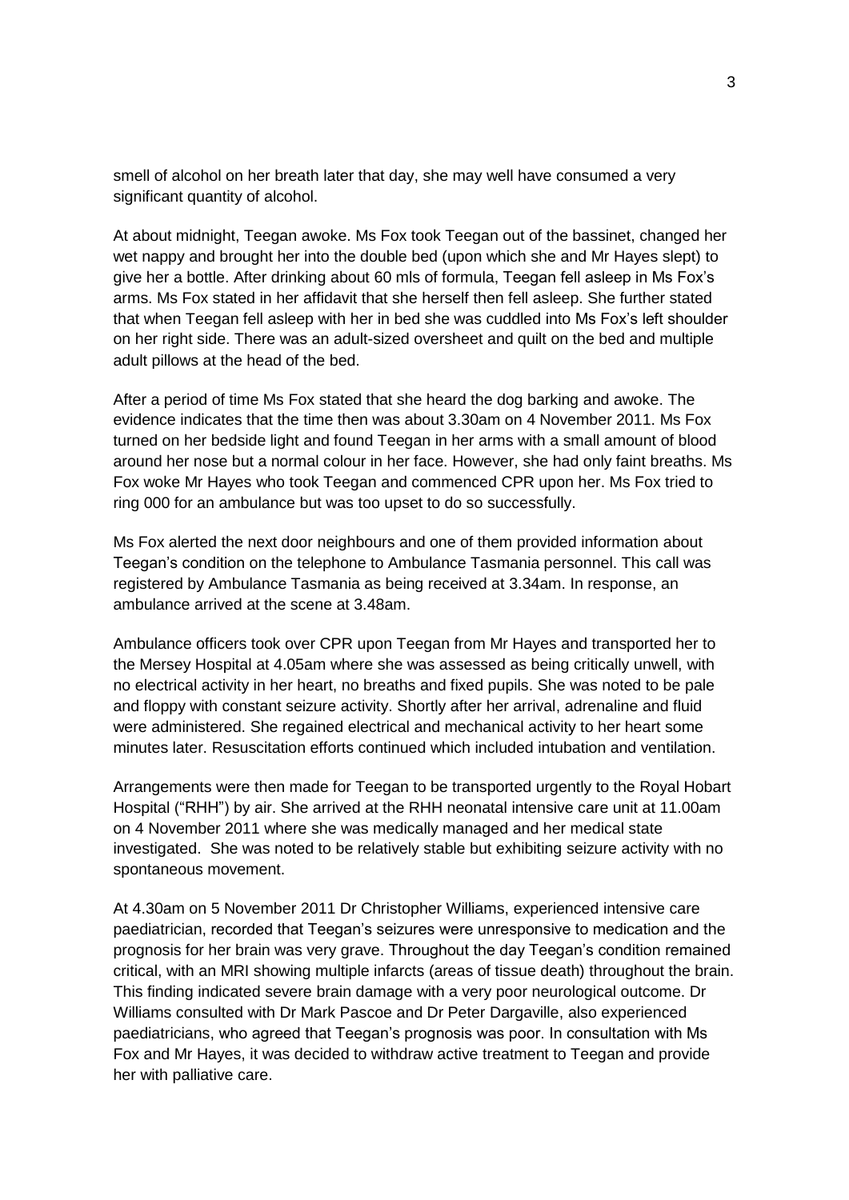smell of alcohol on her breath later that day, she may well have consumed a very significant quantity of alcohol.

At about midnight, Teegan awoke. Ms Fox took Teegan out of the bassinet, changed her wet nappy and brought her into the double bed (upon which she and Mr Hayes slept) to give her a bottle. After drinking about 60 mls of formula, Teegan fell asleep in Ms Fox's arms. Ms Fox stated in her affidavit that she herself then fell asleep. She further stated that when Teegan fell asleep with her in bed she was cuddled into Ms Fox's left shoulder on her right side. There was an adult-sized oversheet and quilt on the bed and multiple adult pillows at the head of the bed.

After a period of time Ms Fox stated that she heard the dog barking and awoke. The evidence indicates that the time then was about 3.30am on 4 November 2011. Ms Fox turned on her bedside light and found Teegan in her arms with a small amount of blood around her nose but a normal colour in her face. However, she had only faint breaths. Ms Fox woke Mr Hayes who took Teegan and commenced CPR upon her. Ms Fox tried to ring 000 for an ambulance but was too upset to do so successfully.

Ms Fox alerted the next door neighbours and one of them provided information about Teegan's condition on the telephone to Ambulance Tasmania personnel. This call was registered by Ambulance Tasmania as being received at 3.34am. In response, an ambulance arrived at the scene at 3.48am.

Ambulance officers took over CPR upon Teegan from Mr Hayes and transported her to the Mersey Hospital at 4.05am where she was assessed as being critically unwell, with no electrical activity in her heart, no breaths and fixed pupils. She was noted to be pale and floppy with constant seizure activity. Shortly after her arrival, adrenaline and fluid were administered. She regained electrical and mechanical activity to her heart some minutes later. Resuscitation efforts continued which included intubation and ventilation.

Arrangements were then made for Teegan to be transported urgently to the Royal Hobart Hospital ("RHH") by air. She arrived at the RHH neonatal intensive care unit at 11.00am on 4 November 2011 where she was medically managed and her medical state investigated. She was noted to be relatively stable but exhibiting seizure activity with no spontaneous movement.

At 4.30am on 5 November 2011 Dr Christopher Williams, experienced intensive care paediatrician, recorded that Teegan's seizures were unresponsive to medication and the prognosis for her brain was very grave. Throughout the day Teegan's condition remained critical, with an MRI showing multiple infarcts (areas of tissue death) throughout the brain. This finding indicated severe brain damage with a very poor neurological outcome. Dr Williams consulted with Dr Mark Pascoe and Dr Peter Dargaville, also experienced paediatricians, who agreed that Teegan's prognosis was poor. In consultation with Ms Fox and Mr Hayes, it was decided to withdraw active treatment to Teegan and provide her with palliative care.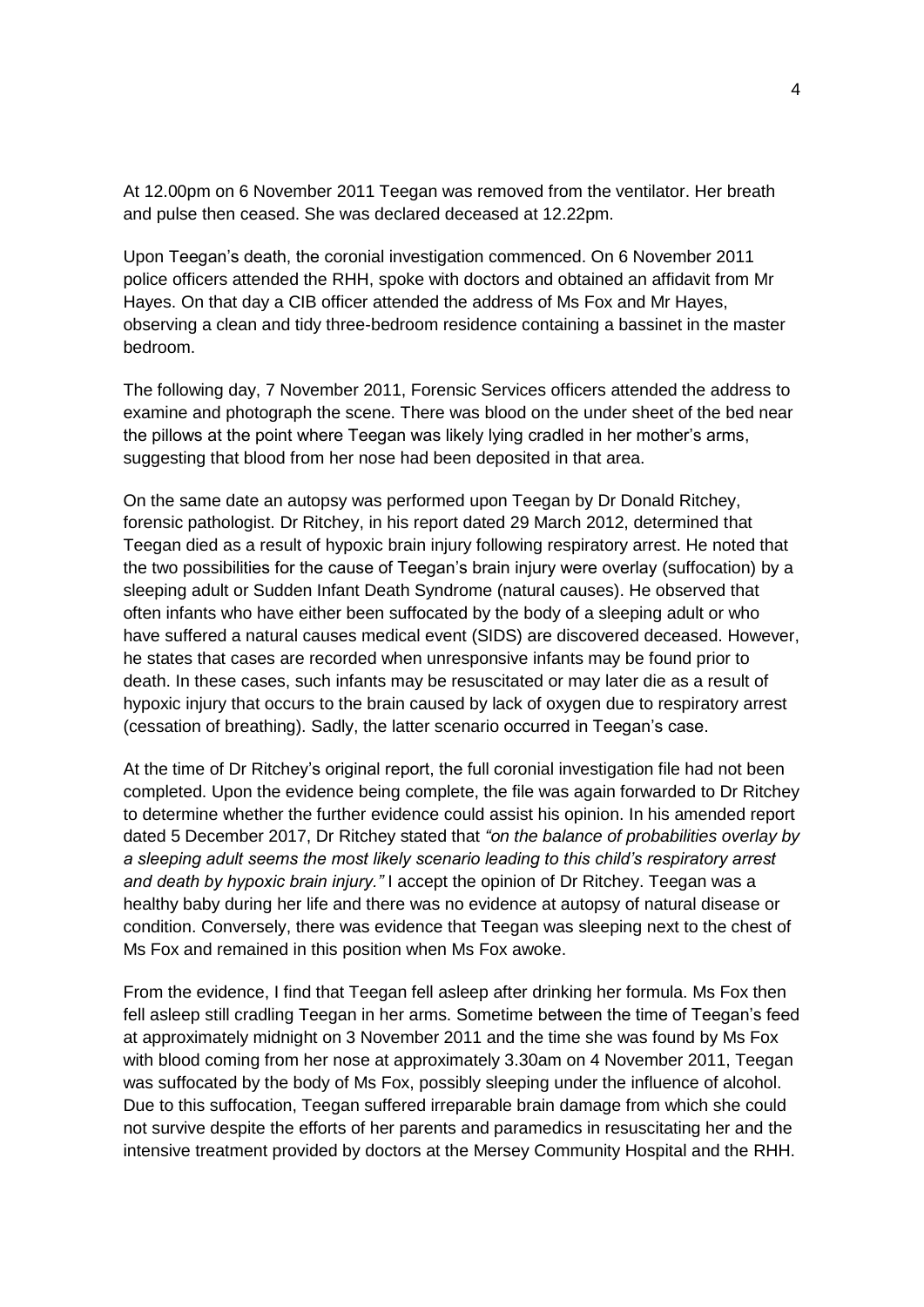At 12.00pm on 6 November 2011 Teegan was removed from the ventilator. Her breath and pulse then ceased. She was declared deceased at 12.22pm.

Upon Teegan's death, the coronial investigation commenced. On 6 November 2011 police officers attended the RHH, spoke with doctors and obtained an affidavit from Mr Hayes. On that day a CIB officer attended the address of Ms Fox and Mr Hayes, observing a clean and tidy three-bedroom residence containing a bassinet in the master bedroom.

The following day, 7 November 2011, Forensic Services officers attended the address to examine and photograph the scene. There was blood on the under sheet of the bed near the pillows at the point where Teegan was likely lying cradled in her mother's arms, suggesting that blood from her nose had been deposited in that area.

On the same date an autopsy was performed upon Teegan by Dr Donald Ritchey, forensic pathologist. Dr Ritchey, in his report dated 29 March 2012, determined that Teegan died as a result of hypoxic brain injury following respiratory arrest. He noted that the two possibilities for the cause of Teegan's brain injury were overlay (suffocation) by a sleeping adult or Sudden Infant Death Syndrome (natural causes). He observed that often infants who have either been suffocated by the body of a sleeping adult or who have suffered a natural causes medical event (SIDS) are discovered deceased. However, he states that cases are recorded when unresponsive infants may be found prior to death. In these cases, such infants may be resuscitated or may later die as a result of hypoxic injury that occurs to the brain caused by lack of oxygen due to respiratory arrest (cessation of breathing). Sadly, the latter scenario occurred in Teegan's case.

At the time of Dr Ritchey's original report, the full coronial investigation file had not been completed. Upon the evidence being complete, the file was again forwarded to Dr Ritchey to determine whether the further evidence could assist his opinion. In his amended report dated 5 December 2017, Dr Ritchey stated that *"on the balance of probabilities overlay by a sleeping adult seems the most likely scenario leading to this child's respiratory arrest and death by hypoxic brain injury."* I accept the opinion of Dr Ritchey. Teegan was a healthy baby during her life and there was no evidence at autopsy of natural disease or condition. Conversely, there was evidence that Teegan was sleeping next to the chest of Ms Fox and remained in this position when Ms Fox awoke.

From the evidence, I find that Teegan fell asleep after drinking her formula. Ms Fox then fell asleep still cradling Teegan in her arms. Sometime between the time of Teegan's feed at approximately midnight on 3 November 2011 and the time she was found by Ms Fox with blood coming from her nose at approximately 3.30am on 4 November 2011, Teegan was suffocated by the body of Ms Fox, possibly sleeping under the influence of alcohol. Due to this suffocation, Teegan suffered irreparable brain damage from which she could not survive despite the efforts of her parents and paramedics in resuscitating her and the intensive treatment provided by doctors at the Mersey Community Hospital and the RHH.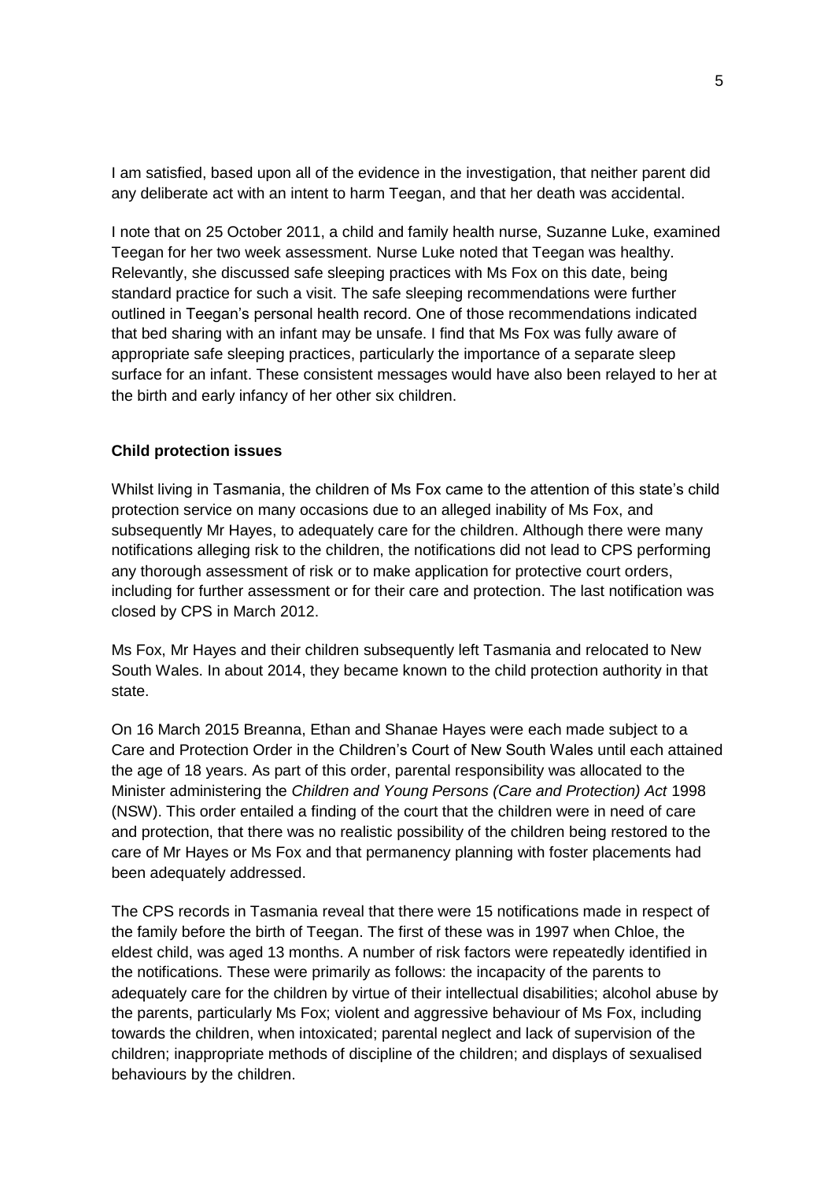I am satisfied, based upon all of the evidence in the investigation, that neither parent did any deliberate act with an intent to harm Teegan, and that her death was accidental.

I note that on 25 October 2011, a child and family health nurse, Suzanne Luke, examined Teegan for her two week assessment. Nurse Luke noted that Teegan was healthy. Relevantly, she discussed safe sleeping practices with Ms Fox on this date, being standard practice for such a visit. The safe sleeping recommendations were further outlined in Teegan's personal health record. One of those recommendations indicated that bed sharing with an infant may be unsafe. I find that Ms Fox was fully aware of appropriate safe sleeping practices, particularly the importance of a separate sleep surface for an infant. These consistent messages would have also been relayed to her at the birth and early infancy of her other six children.

**Child protection issues**

Whilst living in Tasmania, the children of Ms Fox came to the attention of this state's child protection service on many occasions due to an alleged inability of Ms Fox, and subsequently Mr Hayes, to adequately care for the children. Although there were many notifications alleging risk to the children, the notifications did not lead to CPS performing any thorough assessment of risk or to make application for protective court orders, including for further assessment or for their care and protection. The last notification was closed by CPS in March 2012.

Ms Fox, Mr Hayes and their children subsequently left Tasmania and relocated to New South Wales. In about 2014, they became known to the child protection authority in that state.

On 16 March 2015 Breanna, Ethan and Shanae Hayes were each made subject to a Care and Protection Order in the Children's Court of New South Wales until each attained the age of 18 years. As part of this order, parental responsibility was allocated to the Minister administering the *Children and Young Persons (Care and Protection) Act* 1998 (NSW). This order entailed a finding of the court that the children were in need of care and protection, that there was no realistic possibility of the children being restored to the care of Mr Hayes or Ms Fox and that permanency planning with foster placements had been adequately addressed.

The CPS records in Tasmania reveal that there were 15 notifications made in respect of the family before the birth of Teegan. The first of these was in 1997 when Chloe, the eldest child, was aged 13 months. A number of risk factors were repeatedly identified in the notifications. These were primarily as follows: the incapacity of the parents to adequately care for the children by virtue of their intellectual disabilities; alcohol abuse by the parents, particularly Ms Fox; violent and aggressive behaviour of Ms Fox, including towards the children, when intoxicated; parental neglect and lack of supervision of the children; inappropriate methods of discipline of the children; and displays of sexualised behaviours by the children.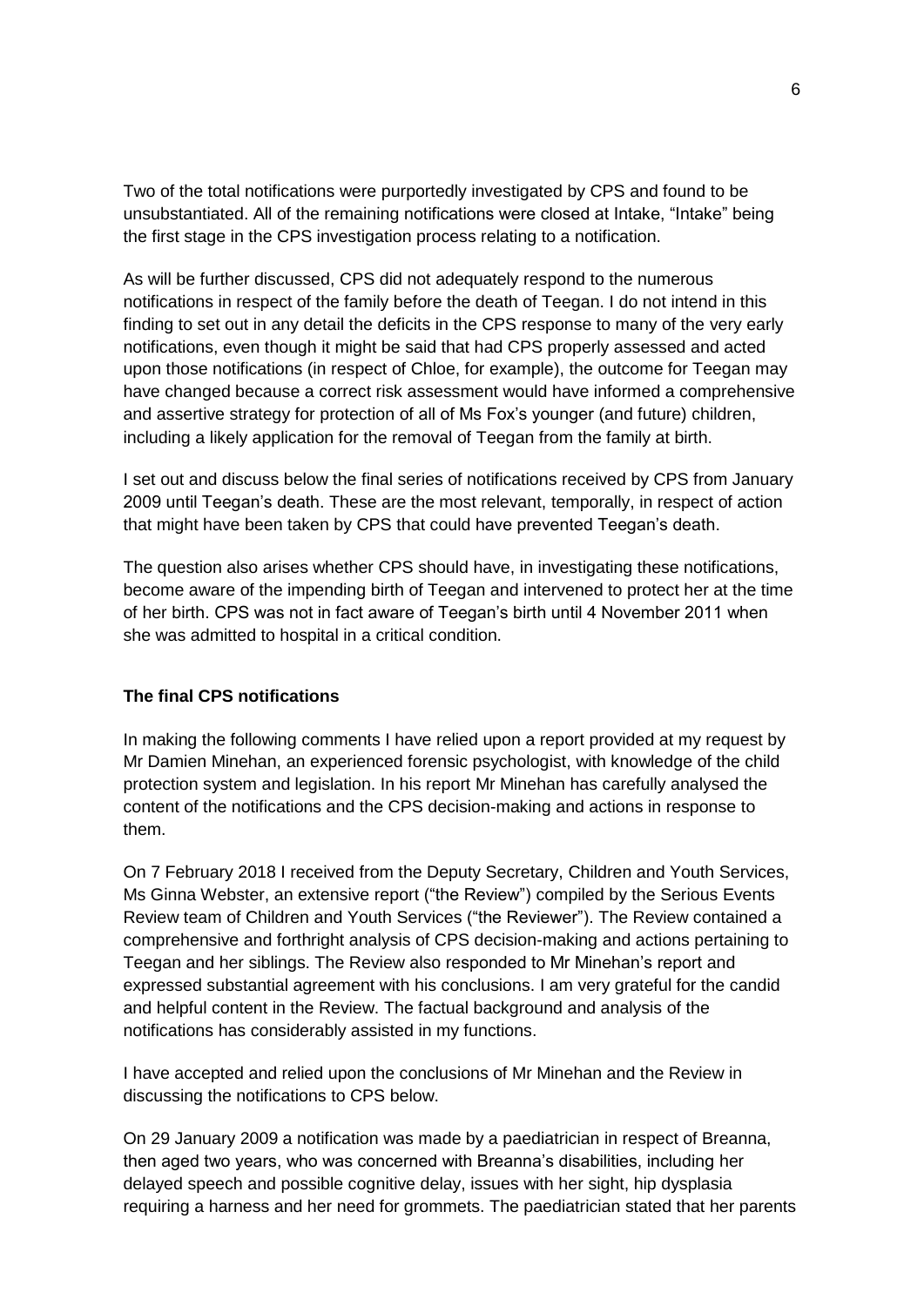Two of the total notifications were purportedly investigated by CPS and found to be unsubstantiated. All of the remaining notifications were closed at Intake, "Intake" being the first stage in the CPS investigation process relating to a notification.

As will be further discussed, CPS did not adequately respond to the numerous notifications in respect of the family before the death of Teegan. I do not intend in this finding to set out in any detail the deficits in the CPS response to many of the very early notifications, even though it might be said that had CPS properly assessed and acted upon those notifications (in respect of Chloe, for example), the outcome for Teegan may have changed because a correct risk assessment would have informed a comprehensive and assertive strategy for protection of all of Ms Fox's younger (and future) children, including a likely application for the removal of Teegan from the family at birth.

I set out and discuss below the final series of notifications received by CPS from January 2009 until Teegan's death. These are the most relevant, temporally, in respect of action that might have been taken by CPS that could have prevented Teegan's death.

The question also arises whether CPS should have, in investigating these notifications, become aware of the impending birth of Teegan and intervened to protect her at the time of her birth. CPS was not in fact aware of Teegan's birth until 4 November 2011 when she was admitted to hospital in a critical condition.

**The final CPS notifications**

In making the following comments I have relied upon a report provided at my request by Mr Damien Minehan, an experienced forensic psychologist, with knowledge of the child protection system and legislation. In his report Mr Minehan has carefully analysed the content of the notifications and the CPS decision-making and actions in response to them.

On 7 February 2018 I received from the Deputy Secretary, Children and Youth Services, Ms Ginna Webster, an extensive report ("the Review") compiled by the Serious Events Review team of Children and Youth Services ("the Reviewer"). The Review contained a comprehensive and forthright analysis of CPS decision-making and actions pertaining to Teegan and her siblings. The Review also responded to Mr Minehan's report and expressed substantial agreement with his conclusions. I am very grateful for the candid and helpful content in the Review. The factual background and analysis of the notifications has considerably assisted in my functions.

I have accepted and relied upon the conclusions of Mr Minehan and the Review in discussing the notifications to CPS below.

On 29 January 2009 a notification was made by a paediatrician in respect of Breanna, then aged two years, who was concerned with Breanna's disabilities, including her delayed speech and possible cognitive delay, issues with her sight, hip dysplasia requiring a harness and her need for grommets. The paediatrician stated that her parents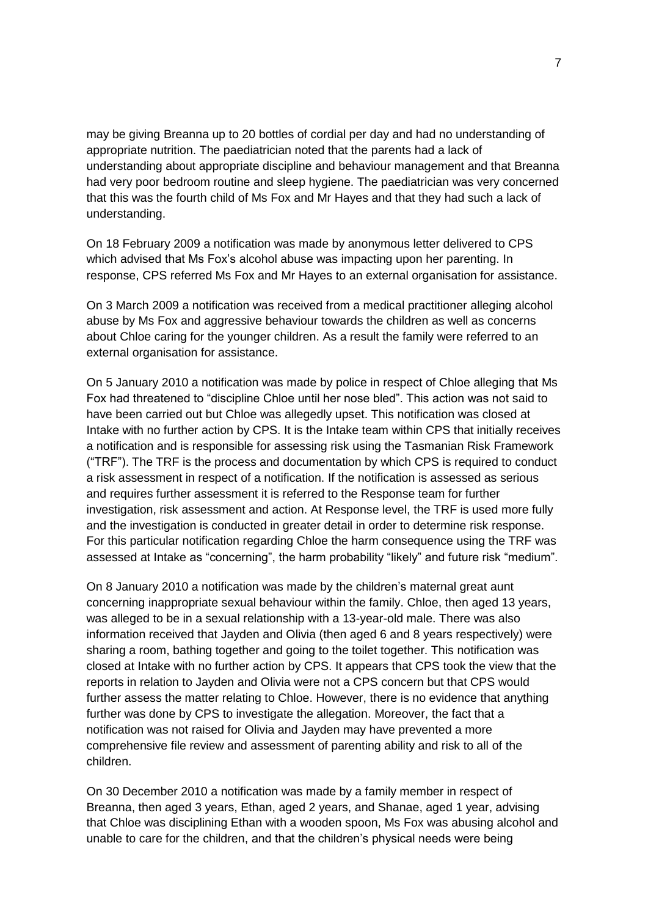may be giving Breanna up to 20 bottles of cordial per day and had no understanding of appropriate nutrition. The paediatrician noted that the parents had a lack of understanding about appropriate discipline and behaviour management and that Breanna had very poor bedroom routine and sleep hygiene. The paediatrician was very concerned that this was the fourth child of Ms Fox and Mr Hayes and that they had such a lack of understanding.

On 18 February 2009 a notification was made by anonymous letter delivered to CPS which advised that Ms Fox's alcohol abuse was impacting upon her parenting. In response, CPS referred Ms Fox and Mr Hayes to an external organisation for assistance.

On 3 March 2009 a notification was received from a medical practitioner alleging alcohol abuse by Ms Fox and aggressive behaviour towards the children as well as concerns about Chloe caring for the younger children. As a result the family were referred to an external organisation for assistance.

On 5 January 2010 a notification was made by police in respect of Chloe alleging that Ms Fox had threatened to "discipline Chloe until her nose bled". This action was not said to have been carried out but Chloe was allegedly upset. This notification was closed at Intake with no further action by CPS. It is the Intake team within CPS that initially receives a notification and is responsible for assessing risk using the Tasmanian Risk Framework ("TRF"). The TRF is the process and documentation by which CPS is required to conduct a risk assessment in respect of a notification. If the notification is assessed as serious and requires further assessment it is referred to the Response team for further investigation, risk assessment and action. At Response level, the TRF is used more fully and the investigation is conducted in greater detail in order to determine risk response. For this particular notification regarding Chloe the harm consequence using the TRF was assessed at Intake as "concerning", the harm probability "likely" and future risk "medium".

On 8 January 2010 a notification was made by the children's maternal great aunt concerning inappropriate sexual behaviour within the family. Chloe, then aged 13 years, was alleged to be in a sexual relationship with a 13-year-old male. There was also information received that Jayden and Olivia (then aged 6 and 8 years respectively) were sharing a room, bathing together and going to the toilet together. This notification was closed at Intake with no further action by CPS. It appears that CPS took the view that the reports in relation to Jayden and Olivia were not a CPS concern but that CPS would further assess the matter relating to Chloe. However, there is no evidence that anything further was done by CPS to investigate the allegation. Moreover, the fact that a notification was not raised for Olivia and Jayden may have prevented a more comprehensive file review and assessment of parenting ability and risk to all of the children.

On 30 December 2010 a notification was made by a family member in respect of Breanna, then aged 3 years, Ethan, aged 2 years, and Shanae, aged 1 year, advising that Chloe was disciplining Ethan with a wooden spoon, Ms Fox was abusing alcohol and unable to care for the children, and that the children's physical needs were being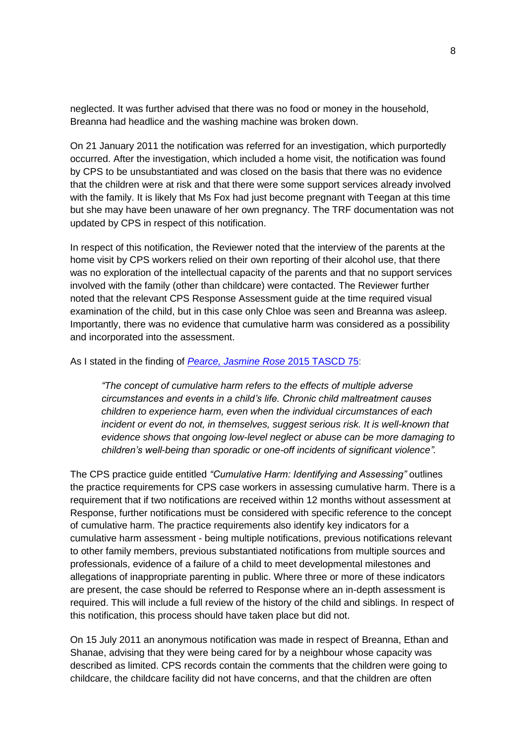neglected. It was further advised that there was no food or money in the household, Breanna had headlice and the washing machine was broken down.

On 21 January 2011 the notification was referred for an investigation, which purportedly occurred. After the investigation, which included a home visit, the notification was found by CPS to be unsubstantiated and was closed on the basis that there was no evidence that the children were at risk and that there were some support services already involved with the family. It is likely that Ms Fox had just become pregnant with Teegan at this time but she may have been unaware of her own pregnancy. The TRF documentation was not updated by CPS in respect of this notification.

In respect of this notification, the Reviewer noted that the interview of the parents at the home visit by CPS workers relied on their own reporting of their alcohol use, that there was no exploration of the intellectual capacity of the parents and that no support services involved with the family (other than childcare) were contacted. The Reviewer further noted that the relevant CPS Response Assessment guide at the time required visual examination of the child, but in this case only Chloe was seen and Breanna was asleep. Importantly, there was no evidence that cumulative harm was considered as a possibility and incorporated into the assessment.

As I stated in the finding of *Pearce, Jasmine Rose* 2015 TASCD 75:

> *"The concept of cumulative harm refers to the effects of multiple adverse circumstances and events in a child's life. Chronic child maltreatment causes children to experience harm, even when the individual circumstances of each incident or event do not, in themselves, suggest serious risk. It is well-known that evidence shows that ongoing low-level neglect or abuse can be more damaging to children's well-being than sporadic or one-off incidents of significant violence".*

The CPS practice guide entitled *"Cumulative Harm: Identifying and Assessing"* outlines the practice requirements for CPS case workers in assessing cumulative harm. There is a requirement that if two notifications are received within 12 months without assessment at Response, further notifications must be considered with specific reference to the concept of cumulative harm. The practice requirements also identify key indicators for a cumulative harm assessment - being multiple notifications, previous notifications relevant to other family members, previous substantiated notifications from multiple sources and professionals, evidence of a failure of a child to meet developmental milestones and allegations of inappropriate parenting in public. Where three or more of these indicators are present, the case should be referred to Response where an in-depth assessment is required. This will include a full review of the history of the child and siblings. In respect of this notification, this process should have taken place but did not.

On 15 July 2011 an anonymous notification was made in respect of Breanna, Ethan and Shanae, advising that they were being cared for by a neighbour whose capacity was described as limited. CPS records contain the comments that the children were going to childcare, the childcare facility did not have concerns, and that the children are often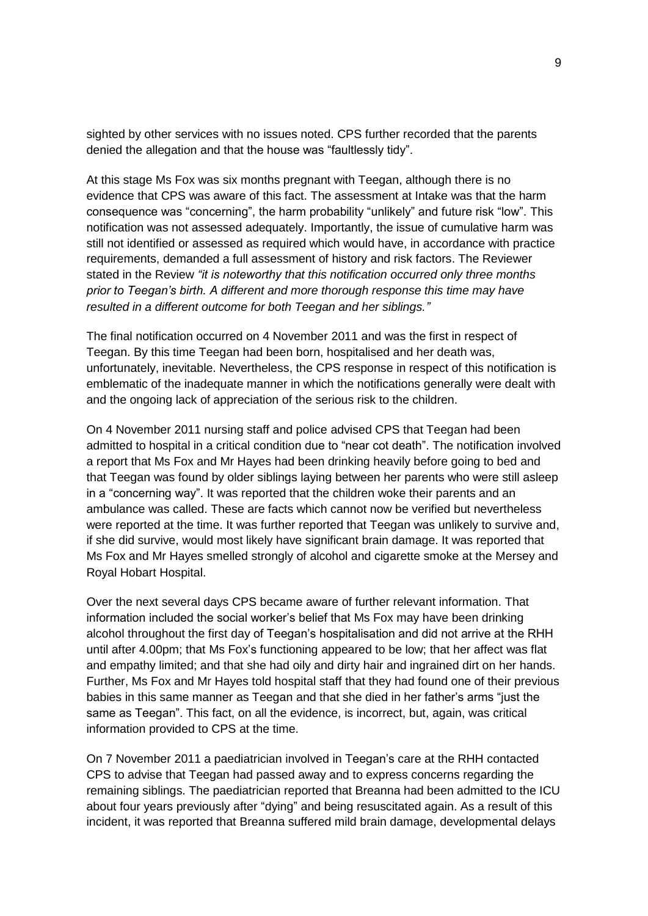sighted by other services with no issues noted. CPS further recorded that the parents denied the allegation and that the house was "faultlessly tidy".

At this stage Ms Fox was six months pregnant with Teegan, although there is no evidence that CPS was aware of this fact. The assessment at Intake was that the harm consequence was "concerning", the harm probability "unlikely" and future risk "low". This notification was not assessed adequately. Importantly, the issue of cumulative harm was still not identified or assessed as required which would have, in accordance with practice requirements, demanded a full assessment of history and risk factors. The Reviewer stated in the Review *"it is noteworthy that this notification occurred only three months prior to Teegan's birth. A different and more thorough response this time may have resulted in a different outcome for both Teegan and her siblings."*

The final notification occurred on 4 November 2011 and was the first in respect of Teegan. By this time Teegan had been born, hospitalised and her death was, unfortunately, inevitable. Nevertheless, the CPS response in respect of this notification is emblematic of the inadequate manner in which the notifications generally were dealt with and the ongoing lack of appreciation of the serious risk to the children.

On 4 November 2011 nursing staff and police advised CPS that Teegan had been admitted to hospital in a critical condition due to "near cot death". The notification involved a report that Ms Fox and Mr Hayes had been drinking heavily before going to bed and that Teegan was found by older siblings laying between her parents who were still asleep in a "concerning way". It was reported that the children woke their parents and an ambulance was called. These are facts which cannot now be verified but nevertheless were reported at the time. It was further reported that Teegan was unlikely to survive and, if she did survive, would most likely have significant brain damage. It was reported that Ms Fox and Mr Hayes smelled strongly of alcohol and cigarette smoke at the Mersey and Royal Hobart Hospital.

Over the next several days CPS became aware of further relevant information. That information included the social worker's belief that Ms Fox may have been drinking alcohol throughout the first day of Teegan's hospitalisation and did not arrive at the RHH until after 4.00pm; that Ms Fox's functioning appeared to be low; that her affect was flat and empathy limited; and that she had oily and dirty hair and ingrained dirt on her hands. Further, Ms Fox and Mr Hayes told hospital staff that they had found one of their previous babies in this same manner as Teegan and that she died in her father's arms "just the same as Teegan". This fact, on all the evidence, is incorrect, but, again, was critical information provided to CPS at the time.

On 7 November 2011 a paediatrician involved in Teegan's care at the RHH contacted CPS to advise that Teegan had passed away and to express concerns regarding the remaining siblings. The paediatrician reported that Breanna had been admitted to the ICU about four years previously after "dying" and being resuscitated again. As a result of this incident, it was reported that Breanna suffered mild brain damage, developmental delays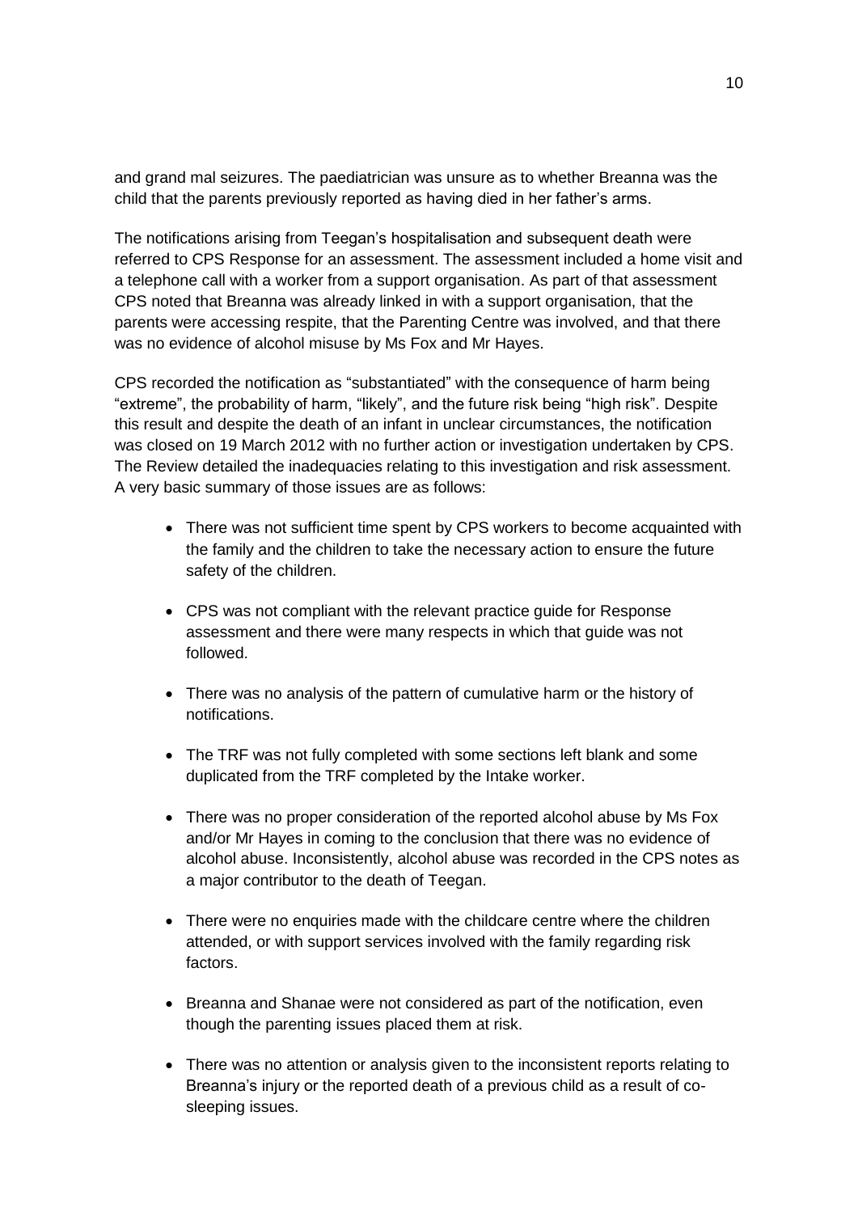and grand mal seizures. The paediatrician was unsure as to whether Breanna was the child that the parents previously reported as having died in her father's arms.

The notifications arising from Teegan's hospitalisation and subsequent death were referred to CPS Response for an assessment. The assessment included a home visit and a telephone call with a worker from a support organisation. As part of that assessment CPS noted that Breanna was already linked in with a support organisation, that the parents were accessing respite, that the Parenting Centre was involved, and that there was no evidence of alcohol misuse by Ms Fox and Mr Hayes.

CPS recorded the notification as "substantiated" with the consequence of harm being "extreme", the probability of harm, "likely", and the future risk being "high risk". Despite this result and despite the death of an infant in unclear circumstances, the notification was closed on 19 March 2012 with no further action or investigation undertaken by CPS. The Review detailed the inadequacies relating to this investigation and risk assessment. A very basic summary of those issues are as follows:

- There was not sufficient time spent by CPS workers to become acquainted with the family and the children to take the necessary action to ensure the future safety of the children.
- CPS was not compliant with the relevant practice guide for Response assessment and there were many respects in which that guide was not followed.
- There was no analysis of the pattern of cumulative harm or the history of notifications.
- The TRF was not fully completed with some sections left blank and some duplicated from the TRF completed by the Intake worker.
- There was no proper consideration of the reported alcohol abuse by Ms Fox and/or Mr Hayes in coming to the conclusion that there was no evidence of alcohol abuse. Inconsistently, alcohol abuse was recorded in the CPS notes as a major contributor to the death of Teegan.
- There were no enquiries made with the childcare centre where the children attended, or with support services involved with the family regarding risk factors.
- Breanna and Shanae were not considered as part of the notification, even though the parenting issues placed them at risk.
- There was no attention or analysis given to the inconsistent reports relating to Breanna's injury or the reported death of a previous child as a result of co-sleeping issues.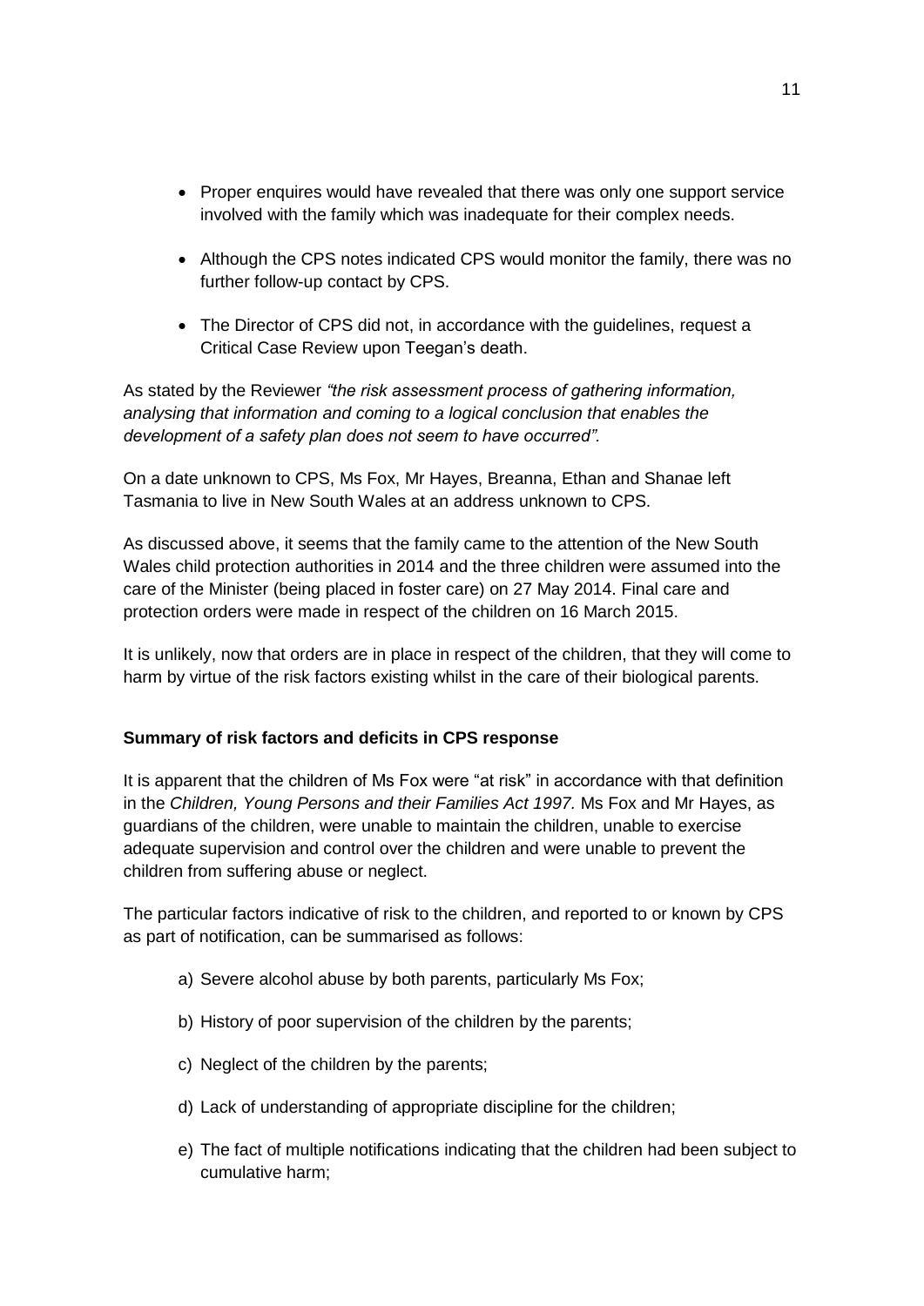- Proper enquires would have revealed that there was only one support service involved with the family which was inadequate for their complex needs.

- Although the CPS notes indicated CPS would monitor the family, there was no further follow-up contact by CPS.

- The Director of CPS did not, in accordance with the guidelines, request a Critical Case Review upon Teegan's death.

As stated by the Reviewer *"the risk assessment process of gathering information, analysing that information and coming to a logical conclusion that enables the development of a safety plan does not seem to have occurred".*

On a date unknown to CPS, Ms Fox, Mr Hayes, Breanna, Ethan and Shanae left Tasmania to live in New South Wales at an address unknown to CPS.

As discussed above, it seems that the family came to the attention of the New South Wales child protection authorities in 2014 and the three children were assumed into the care of the Minister (being placed in foster care) on 27 May 2014. Final care and protection orders were made in respect of the children on 16 March 2015.

It is unlikely, now that orders are in place in respect of the children, that they will come to harm by virtue of the risk factors existing whilst in the care of their biological parents.

**Summary of risk factors and deficits in CPS response**

It is apparent that the children of Ms Fox were "at risk" in accordance with that definition in the *Children, Young Persons and their Families Act 1997.* Ms Fox and Mr Hayes, as guardians of the children, were unable to maintain the children, unable to exercise adequate supervision and control over the children and were unable to prevent the children from suffering abuse or neglect.

The particular factors indicative of risk to the children, and reported to or known by CPS as part of notification, can be summarised as follows:

a) Severe alcohol abuse by both parents, particularly Ms Fox;

b) History of poor supervision of the children by the parents;

c) Neglect of the children by the parents;

d) Lack of understanding of appropriate discipline for the children;

e) The fact of multiple notifications indicating that the children had been subject to cumulative harm;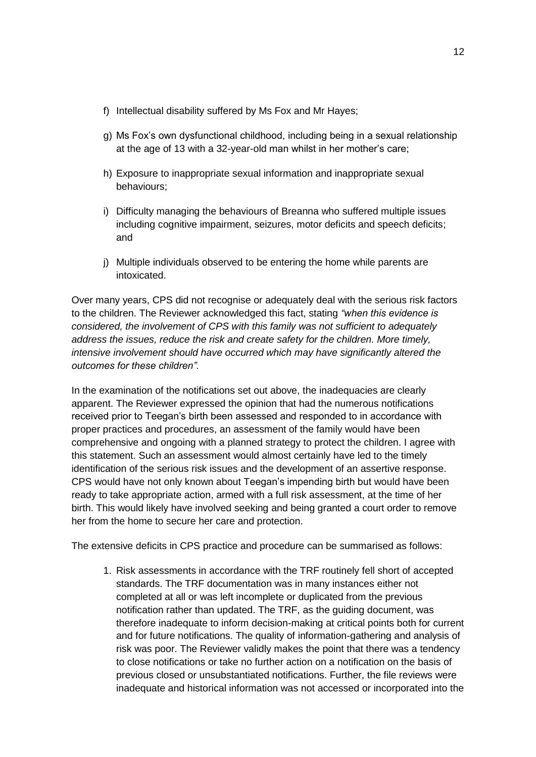f) Intellectual disability suffered by Ms Fox and Mr Hayes;

g) Ms Fox's own dysfunctional childhood, including being in a sexual relationship at the age of 13 with a 32-year-old man whilst in her mother's care;

h) Exposure to inappropriate sexual information and inappropriate sexual behaviours;

i) Difficulty managing the behaviours of Breanna who suffered multiple issues including cognitive impairment, seizures, motor deficits and speech deficits; and

j) Multiple individuals observed to be entering the home while parents are intoxicated.

Over many years, CPS did not recognise or adequately deal with the serious risk factors to the children. The Reviewer acknowledged this fact, stating *"when this evidence is considered, the involvement of CPS with this family was not sufficient to adequately address the issues, reduce the risk and create safety for the children. More timely, intensive involvement should have occurred which may have significantly altered the outcomes for these children".*

In the examination of the notifications set out above, the inadequacies are clearly apparent. The Reviewer expressed the opinion that had the numerous notifications received prior to Teegan's birth been assessed and responded to in accordance with proper practices and procedures, an assessment of the family would have been comprehensive and ongoing with a planned strategy to protect the children. I agree with this statement. Such an assessment would almost certainly have led to the timely identification of the serious risk issues and the development of an assertive response. CPS would have not only known about Teegan's impending birth but would have been ready to take appropriate action, armed with a full risk assessment, at the time of her birth. This would likely have involved seeking and being granted a court order to remove her from the home to secure her care and protection.

The extensive deficits in CPS practice and procedure can be summarised as follows:

1. Risk assessments in accordance with the TRF routinely fell short of accepted standards. The TRF documentation was in many instances either not completed at all or was left incomplete or duplicated from the previous notification rather than updated. The TRF, as the guiding document, was therefore inadequate to inform decision-making at critical points both for current and for future notifications. The quality of information-gathering and analysis of risk was poor. The Reviewer validly makes the point that there was a tendency to close notifications or take no further action on a notification on the basis of previous closed or unsubstantiated notifications. Further, the file reviews were inadequate and historical information was not accessed or incorporated into the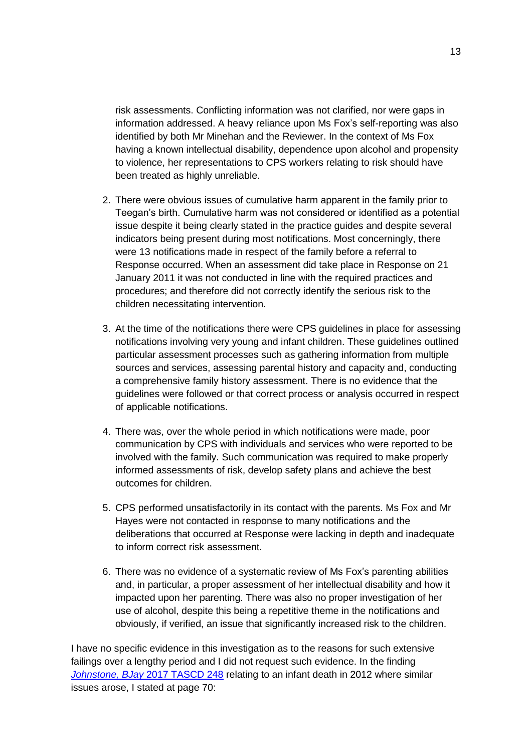risk assessments. Conflicting information was not clarified, nor were gaps in information addressed. A heavy reliance upon Ms Fox's self-reporting was also identified by both Mr Minehan and the Reviewer. In the context of Ms Fox having a known intellectual disability, dependence upon alcohol and propensity to violence, her representations to CPS workers relating to risk should have been treated as highly unreliable.

2. There were obvious issues of cumulative harm apparent in the family prior to Teegan's birth. Cumulative harm was not considered or identified as a potential issue despite it being clearly stated in the practice guides and despite several indicators being present during most notifications. Most concerningly, there were 13 notifications made in respect of the family before a referral to Response occurred. When an assessment did take place in Response on 21 January 2011 it was not conducted in line with the required practices and procedures; and therefore did not correctly identify the serious risk to the children necessitating intervention.

3. At the time of the notifications there were CPS guidelines in place for assessing notifications involving very young and infant children. These guidelines outlined particular assessment processes such as gathering information from multiple sources and services, assessing parental history and capacity and, conducting a comprehensive family history assessment. There is no evidence that the guidelines were followed or that correct process or analysis occurred in respect of applicable notifications.

4. There was, over the whole period in which notifications were made, poor communication by CPS with individuals and services who were reported to be involved with the family. Such communication was required to make properly informed assessments of risk, develop safety plans and achieve the best outcomes for children.

5. CPS performed unsatisfactorily in its contact with the parents. Ms Fox and Mr Hayes were not contacted in response to many notifications and the deliberations that occurred at Response were lacking in depth and inadequate to inform correct risk assessment.

6. There was no evidence of a systematic review of Ms Fox's parenting abilities and, in particular, a proper assessment of her intellectual disability and how it impacted upon her parenting. There was also no proper investigation of her use of alcohol, despite this being a repetitive theme in the notifications and obviously, if verified, an issue that significantly increased risk to the children.

I have no specific evidence in this investigation as to the reasons for such extensive failings over a lengthy period and I did not request such evidence. In the finding *Johnstone, BJay* 2017 TASCD 248 relating to an infant death in 2012 where similar issues arose, I stated at page 70: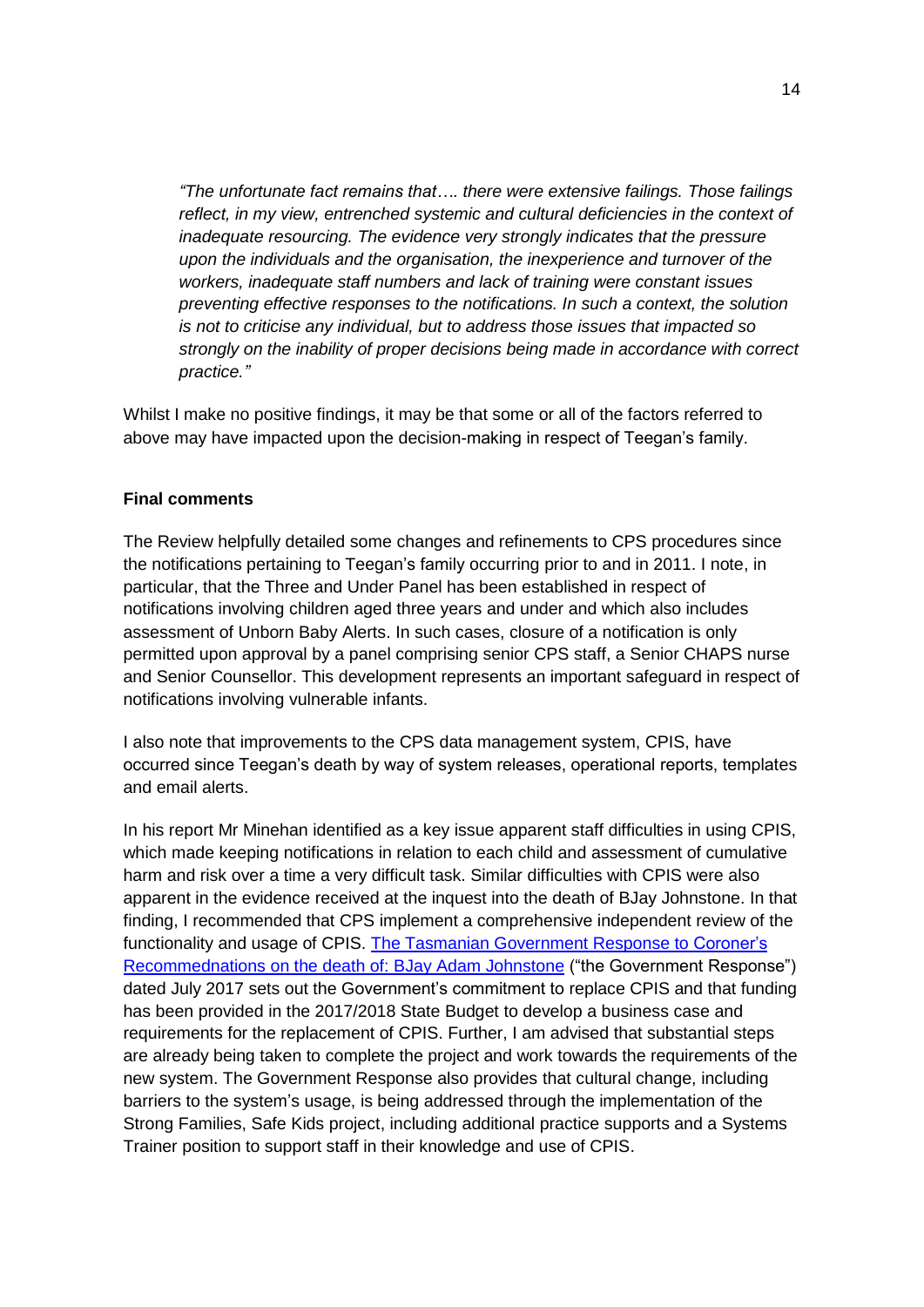*"The unfortunate fact remains that…. there were extensive failings. Those failings reflect, in my view, entrenched systemic and cultural deficiencies in the context of inadequate resourcing. The evidence very strongly indicates that the pressure upon the individuals and the organisation, the inexperience and turnover of the workers, inadequate staff numbers and lack of training were constant issues preventing effective responses to the notifications. In such a context, the solution is not to criticise any individual, but to address those issues that impacted so strongly on the inability of proper decisions being made in accordance with correct practice."*

Whilst I make no positive findings, it may be that some or all of the factors referred to above may have impacted upon the decision-making in respect of Teegan's family.

**Final comments**

The Review helpfully detailed some changes and refinements to CPS procedures since the notifications pertaining to Teegan's family occurring prior to and in 2011. I note, in particular, that the Three and Under Panel has been established in respect of notifications involving children aged three years and under and which also includes assessment of Unborn Baby Alerts. In such cases, closure of a notification is only permitted upon approval by a panel comprising senior CPS staff, a Senior CHAPS nurse and Senior Counsellor. This development represents an important safeguard in respect of notifications involving vulnerable infants.

I also note that improvements to the CPS data management system, CPIS, have occurred since Teegan's death by way of system releases, operational reports, templates and email alerts.

In his report Mr Minehan identified as a key issue apparent staff difficulties in using CPIS, which made keeping notifications in relation to each child and assessment of cumulative harm and risk over a time a very difficult task. Similar difficulties with CPIS were also apparent in the evidence received at the inquest into the death of BJay Johnstone. In that finding, I recommended that CPS implement a comprehensive independent review of the functionality and usage of CPIS. The Tasmanian Government Response to Coroner's Recommednations on the death of: BJay Adam Johnstone ("the Government Response") dated July 2017 sets out the Government's commitment to replace CPIS and that funding has been provided in the 2017/2018 State Budget to develop a business case and requirements for the replacement of CPIS. Further, I am advised that substantial steps are already being taken to complete the project and work towards the requirements of the new system. The Government Response also provides that cultural change, including barriers to the system's usage, is being addressed through the implementation of the Strong Families, Safe Kids project, including additional practice supports and a Systems Trainer position to support staff in their knowledge and use of CPIS.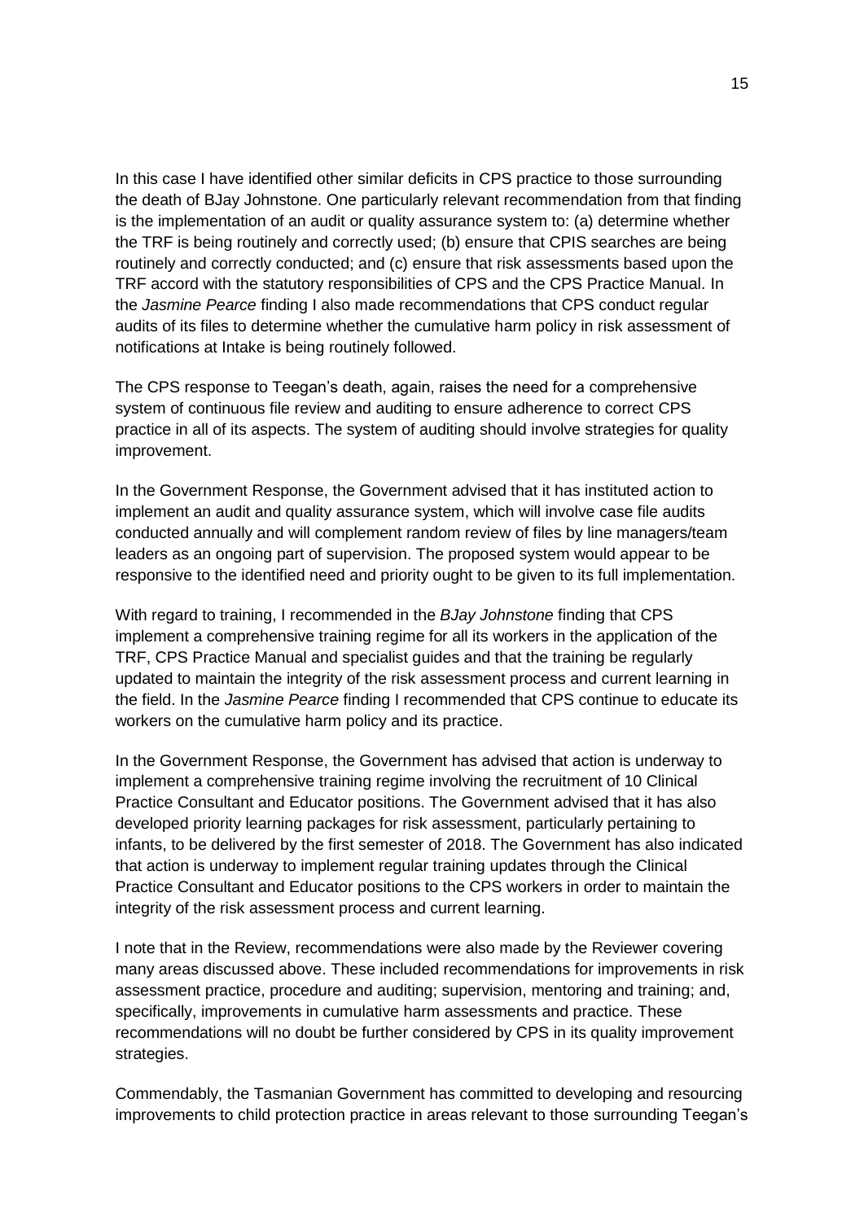In this case I have identified other similar deficits in CPS practice to those surrounding the death of BJay Johnstone. One particularly relevant recommendation from that finding is the implementation of an audit or quality assurance system to: (a) determine whether the TRF is being routinely and correctly used; (b) ensure that CPIS searches are being routinely and correctly conducted; and (c) ensure that risk assessments based upon the TRF accord with the statutory responsibilities of CPS and the CPS Practice Manual. In the *Jasmine Pearce* finding I also made recommendations that CPS conduct regular audits of its files to determine whether the cumulative harm policy in risk assessment of notifications at Intake is being routinely followed.

The CPS response to Teegan's death, again, raises the need for a comprehensive system of continuous file review and auditing to ensure adherence to correct CPS practice in all of its aspects. The system of auditing should involve strategies for quality improvement.

In the Government Response, the Government advised that it has instituted action to implement an audit and quality assurance system, which will involve case file audits conducted annually and will complement random review of files by line managers/team leaders as an ongoing part of supervision. The proposed system would appear to be responsive to the identified need and priority ought to be given to its full implementation.

With regard to training, I recommended in the *BJay Johnstone* finding that CPS implement a comprehensive training regime for all its workers in the application of the TRF, CPS Practice Manual and specialist guides and that the training be regularly updated to maintain the integrity of the risk assessment process and current learning in the field. In the *Jasmine Pearce* finding I recommended that CPS continue to educate its workers on the cumulative harm policy and its practice.

In the Government Response, the Government has advised that action is underway to implement a comprehensive training regime involving the recruitment of 10 Clinical Practice Consultant and Educator positions. The Government advised that it has also developed priority learning packages for risk assessment, particularly pertaining to infants, to be delivered by the first semester of 2018. The Government has also indicated that action is underway to implement regular training updates through the Clinical Practice Consultant and Educator positions to the CPS workers in order to maintain the integrity of the risk assessment process and current learning.

I note that in the Review, recommendations were also made by the Reviewer covering many areas discussed above. These included recommendations for improvements in risk assessment practice, procedure and auditing; supervision, mentoring and training; and, specifically, improvements in cumulative harm assessments and practice. These recommendations will no doubt be further considered by CPS in its quality improvement strategies.

Commendably, the Tasmanian Government has committed to developing and resourcing improvements to child protection practice in areas relevant to those surrounding Teegan's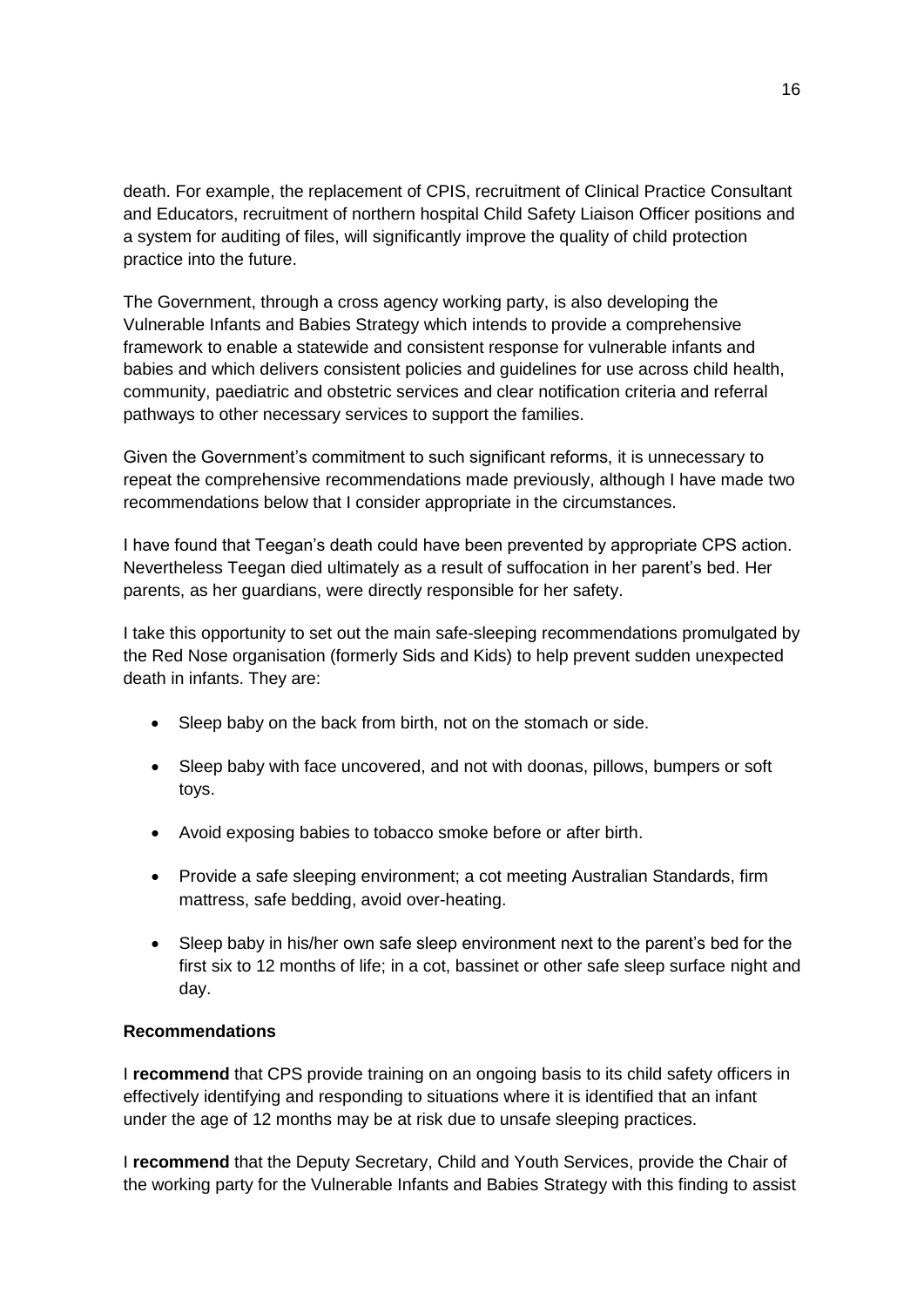death. For example, the replacement of CPIS, recruitment of Clinical Practice Consultant and Educators, recruitment of northern hospital Child Safety Liaison Officer positions and a system for auditing of files, will significantly improve the quality of child protection practice into the future.

The Government, through a cross agency working party, is also developing the Vulnerable Infants and Babies Strategy which intends to provide a comprehensive framework to enable a statewide and consistent response for vulnerable infants and babies and which delivers consistent policies and guidelines for use across child health, community, paediatric and obstetric services and clear notification criteria and referral pathways to other necessary services to support the families.

Given the Government's commitment to such significant reforms, it is unnecessary to repeat the comprehensive recommendations made previously, although I have made two recommendations below that I consider appropriate in the circumstances.

I have found that Teegan's death could have been prevented by appropriate CPS action. Nevertheless Teegan died ultimately as a result of suffocation in her parent's bed. Her parents, as her guardians, were directly responsible for her safety.

I take this opportunity to set out the main safe-sleeping recommendations promulgated by the Red Nose organisation (formerly Sids and Kids) to help prevent sudden unexpected death in infants. They are:

- Sleep baby on the back from birth, not on the stomach or side.
- Sleep baby with face uncovered, and not with doonas, pillows, bumpers or soft toys.
- Avoid exposing babies to tobacco smoke before or after birth.
- Provide a safe sleeping environment; a cot meeting Australian Standards, firm mattress, safe bedding, avoid over-heating.
- Sleep baby in his/her own safe sleep environment next to the parent's bed for the first six to 12 months of life; in a cot, bassinet or other safe sleep surface night and day.

**Recommendations**

I **recommend** that CPS provide training on an ongoing basis to its child safety officers in effectively identifying and responding to situations where it is identified that an infant under the age of 12 months may be at risk due to unsafe sleeping practices.

I **recommend** that the Deputy Secretary, Child and Youth Services, provide the Chair of the working party for the Vulnerable Infants and Babies Strategy with this finding to assist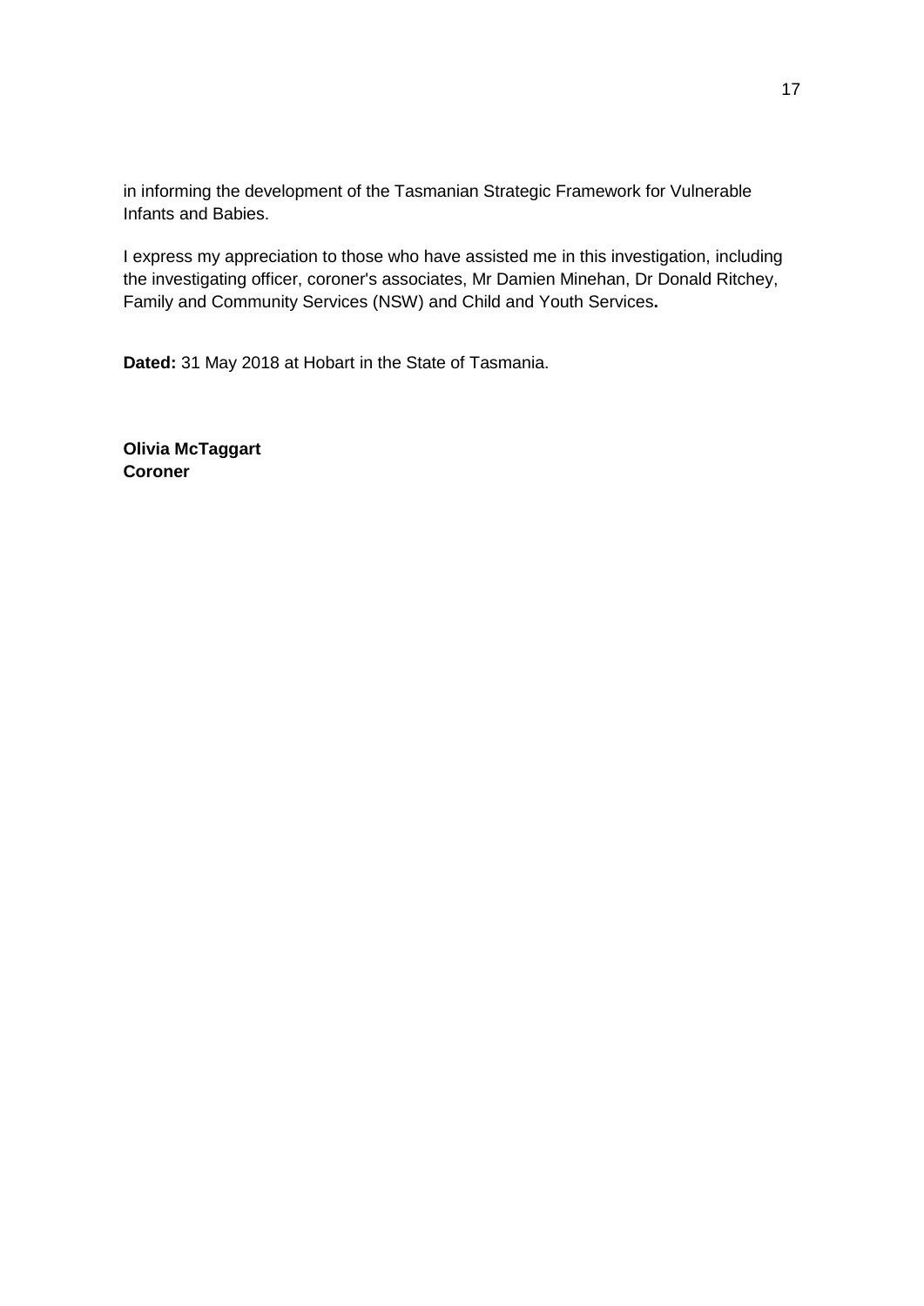in informing the development of the Tasmanian Strategic Framework for Vulnerable Infants and Babies.

I express my appreciation to those who have assisted me in this investigation, including the investigating officer, coroner's associates, Mr Damien Minehan, Dr Donald Ritchey, Family and Community Services (NSW) and Child and Youth Services**.**

**Dated:** 31 May 2018 at Hobart in the State of Tasmania.

**Olivia McTaggart**
**Coroner**